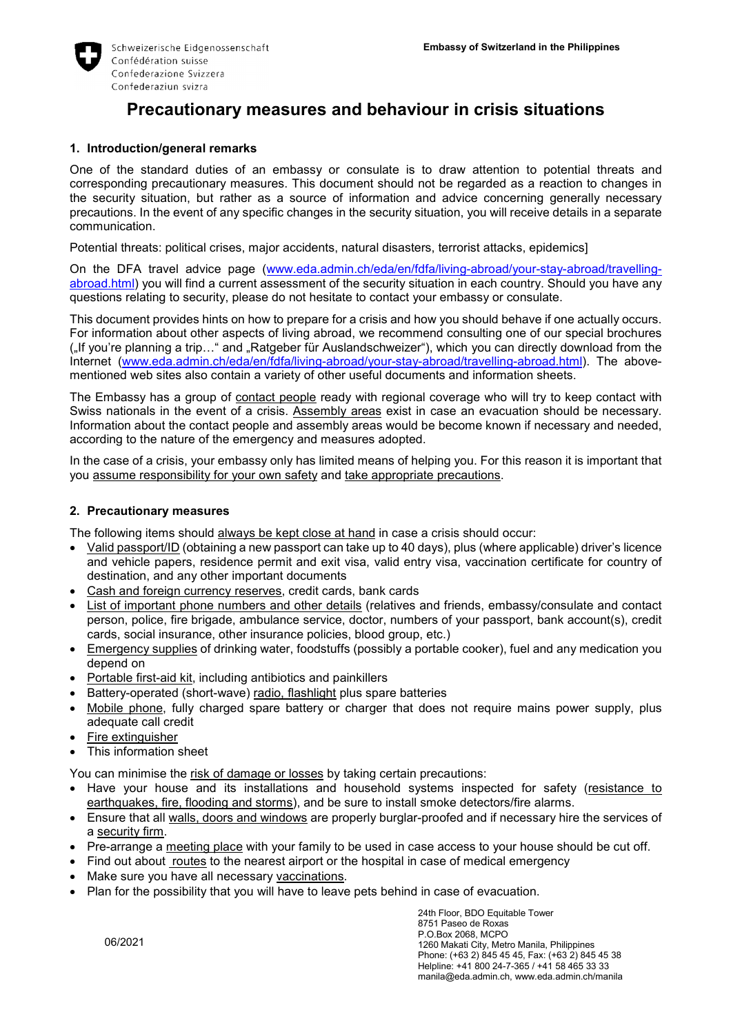Schweizerische Eidgenossenschaft
Confédération suisse
Confederazione Svizzera
Confederaziun svizra

**Embassy of Switzerland in the Philippines**

# Precautionary measures and behaviour in crisis situations

## 1. Introduction/general remarks

One of the standard duties of an embassy or consulate is to draw attention to potential threats and corresponding precautionary measures. This document should not be regarded as a reaction to changes in the security situation, but rather as a source of information and advice concerning generally necessary precautions. In the event of any specific changes in the security situation, you will receive details in a separate communication.

Potential threats: political crises, major accidents, natural disasters, terrorist attacks, epidemics]

On the DFA travel advice page (www.eda.admin.ch/eda/en/fdfa/living-abroad/your-stay-abroad/travelling-abroad.html) you will find a current assessment of the security situation in each country. Should you have any questions relating to security, please do not hesitate to contact your embassy or consulate.

This document provides hints on how to prepare for a crisis and how you should behave if one actually occurs. For information about other aspects of living abroad, we recommend consulting one of our special brochures („If you're planning a trip…" and „Ratgeber für Auslandschweizer"), which you can directly download from the Internet (www.eda.admin.ch/eda/en/fdfa/living-abroad/your-stay-abroad/travelling-abroad.html). The above-mentioned web sites also contain a variety of other useful documents and information sheets.

The Embassy has a group of contact people ready with regional coverage who will try to keep contact with Swiss nationals in the event of a crisis. Assembly areas exist in case an evacuation should be necessary. Information about the contact people and assembly areas would be become known if necessary and needed, according to the nature of the emergency and measures adopted.

In the case of a crisis, your embassy only has limited means of helping you. For this reason it is important that you assume responsibility for your own safety and take appropriate precautions.

## 2. Precautionary measures

The following items should always be kept close at hand in case a crisis should occur:

- Valid passport/ID (obtaining a new passport can take up to 40 days), plus (where applicable) driver's licence and vehicle papers, residence permit and exit visa, valid entry visa, vaccination certificate for country of destination, and any other important documents
- Cash and foreign currency reserves, credit cards, bank cards
- List of important phone numbers and other details (relatives and friends, embassy/consulate and contact person, police, fire brigade, ambulance service, doctor, numbers of your passport, bank account(s), credit cards, social insurance, other insurance policies, blood group, etc.)
- Emergency supplies of drinking water, foodstuffs (possibly a portable cooker), fuel and any medication you depend on
- Portable first-aid kit, including antibiotics and painkillers
- Battery-operated (short-wave) radio, flashlight plus spare batteries
- Mobile phone, fully charged spare battery or charger that does not require mains power supply, plus adequate call credit
- Fire extinguisher
- This information sheet

You can minimise the risk of damage or losses by taking certain precautions:

- Have your house and its installations and household systems inspected for safety (resistance to earthquakes, fire, flooding and storms), and be sure to install smoke detectors/fire alarms.
- Ensure that all walls, doors and windows are properly burglar-proofed and if necessary hire the services of a security firm.
- Pre-arrange a meeting place with your family to be used in case access to your house should be cut off.
- Find out about routes to the nearest airport or the hospital in case of medical emergency
- Make sure you have all necessary vaccinations.
- Plan for the possibility that you will have to leave pets behind in case of evacuation.

06/2021

24th Floor, BDO Equitable Tower
8751 Paseo de Roxas
P.O.Box 2068, MCPO
1260 Makati City, Metro Manila, Philippines
Phone: (+63 2) 845 45 45, Fax: (+63 2) 845 45 38
Helpline: +41 800 24-7-365 / +41 58 465 33 33
manila@eda.admin.ch, www.eda.admin.ch/manila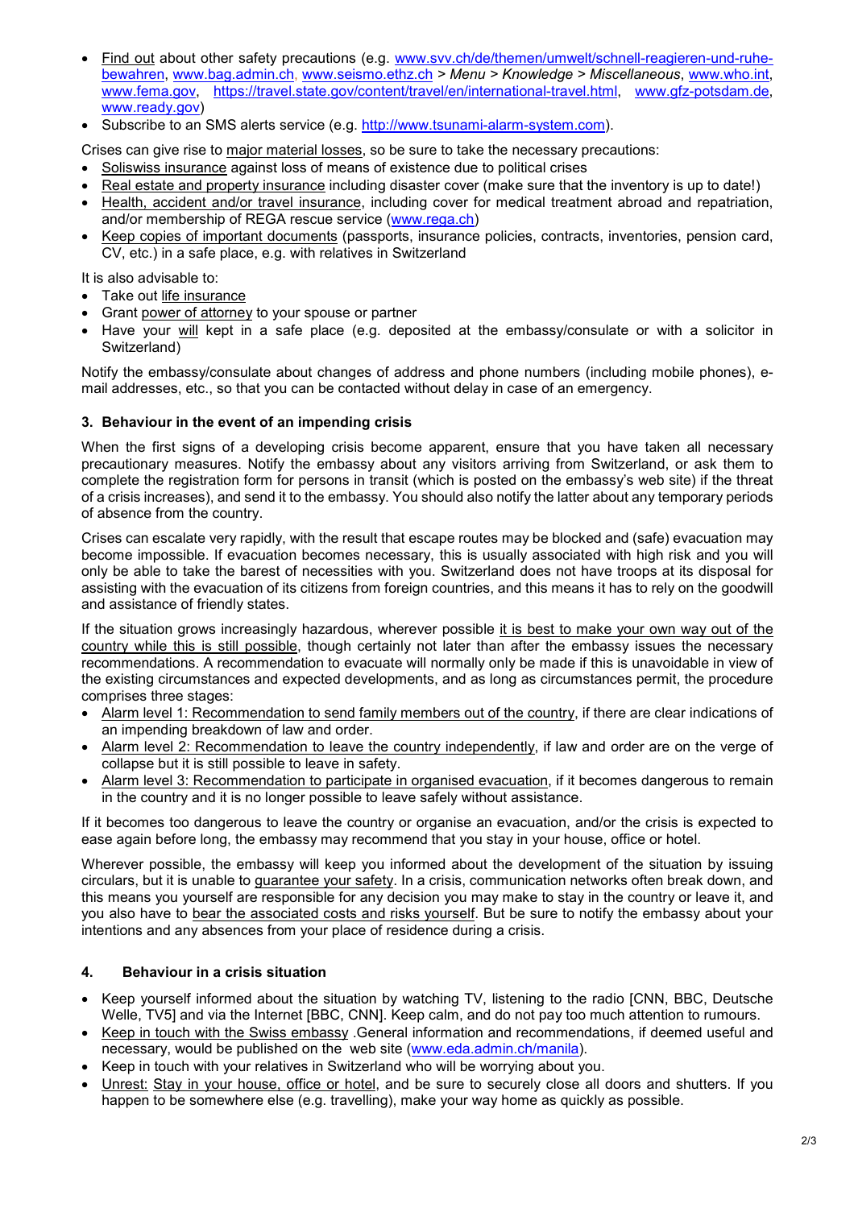- Find out about other safety precautions (e.g. www.svv.ch/de/themen/umwelt/schnell-reagieren-und-ruhe-bewahren, www.bag.admin.ch, www.seismo.ethz.ch > *Menu* > *Knowledge* > *Miscellaneous*, www.who.int, www.fema.gov, https://travel.state.gov/content/travel/en/international-travel.html, www.gfz-potsdam.de, www.ready.gov)
- Subscribe to an SMS alerts service (e.g. http://www.tsunami-alarm-system.com).

Crises can give rise to major material losses, so be sure to take the necessary precautions:

- Soliswiss insurance against loss of means of existence due to political crises
- Real estate and property insurance including disaster cover (make sure that the inventory is up to date!)
- Health, accident and/or travel insurance, including cover for medical treatment abroad and repatriation, and/or membership of REGA rescue service (www.rega.ch)
- Keep copies of important documents (passports, insurance policies, contracts, inventories, pension card, CV, etc.) in a safe place, e.g. with relatives in Switzerland

It is also advisable to:

- Take out life insurance
- Grant power of attorney to your spouse or partner
- Have your will kept in a safe place (e.g. deposited at the embassy/consulate or with a solicitor in Switzerland)

Notify the embassy/consulate about changes of address and phone numbers (including mobile phones), e-mail addresses, etc., so that you can be contacted without delay in case of an emergency.

### 3. Behaviour in the event of an impending crisis

When the first signs of a developing crisis become apparent, ensure that you have taken all necessary precautionary measures. Notify the embassy about any visitors arriving from Switzerland, or ask them to complete the registration form for persons in transit (which is posted on the embassy's web site) if the threat of a crisis increases), and send it to the embassy. You should also notify the latter about any temporary periods of absence from the country.

Crises can escalate very rapidly, with the result that escape routes may be blocked and (safe) evacuation may become impossible. If evacuation becomes necessary, this is usually associated with high risk and you will only be able to take the barest of necessities with you. Switzerland does not have troops at its disposal for assisting with the evacuation of its citizens from foreign countries, and this means it has to rely on the goodwill and assistance of friendly states.

If the situation grows increasingly hazardous, wherever possible it is best to make your own way out of the country while this is still possible, though certainly not later than after the embassy issues the necessary recommendations. A recommendation to evacuate will normally only be made if this is unavoidable in view of the existing circumstances and expected developments, and as long as circumstances permit, the procedure comprises three stages:

- Alarm level 1: Recommendation to send family members out of the country, if there are clear indications of an impending breakdown of law and order.
- Alarm level 2: Recommendation to leave the country independently, if law and order are on the verge of collapse but it is still possible to leave in safety.
- Alarm level 3: Recommendation to participate in organised evacuation, if it becomes dangerous to remain in the country and it is no longer possible to leave safely without assistance.

If it becomes too dangerous to leave the country or organise an evacuation, and/or the crisis is expected to ease again before long, the embassy may recommend that you stay in your house, office or hotel.

Wherever possible, the embassy will keep you informed about the development of the situation by issuing circulars, but it is unable to guarantee your safety. In a crisis, communication networks often break down, and this means you yourself are responsible for any decision you may make to stay in the country or leave it, and you also have to bear the associated costs and risks yourself. But be sure to notify the embassy about your intentions and any absences from your place of residence during a crisis.

### 4. Behaviour in a crisis situation

- Keep yourself informed about the situation by watching TV, listening to the radio [CNN, BBC, Deutsche Welle, TV5] and via the Internet [BBC, CNN]. Keep calm, and do not pay too much attention to rumours.
- Keep in touch with the Swiss embassy .General information and recommendations, if deemed useful and necessary, would be published on the web site (www.eda.admin.ch/manila).
- Keep in touch with your relatives in Switzerland who will be worrying about you.
- Unrest: Stay in your house, office or hotel, and be sure to securely close all doors and shutters. If you happen to be somewhere else (e.g. travelling), make your way home as quickly as possible.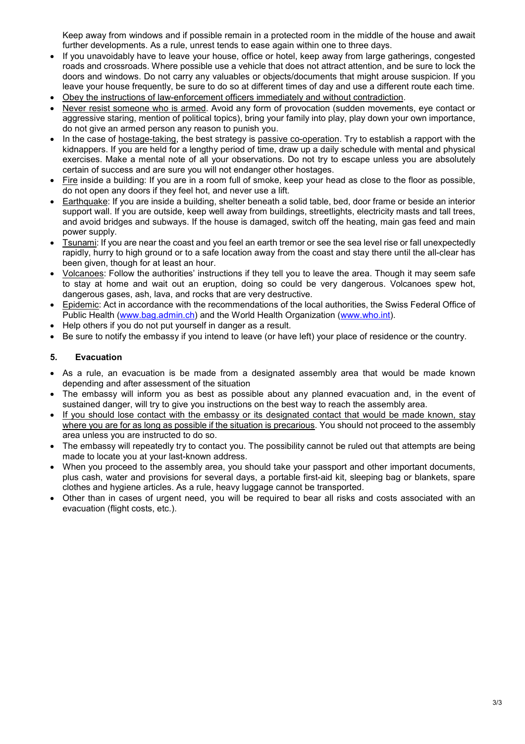Keep away from windows and if possible remain in a protected room in the middle of the house and await further developments. As a rule, unrest tends to ease again within one to three days.

- If you unavoidably have to leave your house, office or hotel, keep away from large gatherings, congested roads and crossroads. Where possible use a vehicle that does not attract attention, and be sure to lock the doors and windows. Do not carry any valuables or objects/documents that might arouse suspicion. If you leave your house frequently, be sure to do so at different times of day and use a different route each time.
- <u>Obey the instructions of law-enforcement officers immediately and without contradiction</u>.
- <u>Never resist someone who is armed</u>. Avoid any form of provocation (sudden movements, eye contact or aggressive staring, mention of political topics), bring your family into play, play down your own importance, do not give an armed person any reason to punish you.
- In the case of <u>hostage-taking</u>, the best strategy is <u>passive co-operation</u>. Try to establish a rapport with the kidnappers. If you are held for a lengthy period of time, draw up a daily schedule with mental and physical exercises. Make a mental note of all your observations. Do not try to escape unless you are absolutely certain of success and are sure you will not endanger other hostages.
- <u>Fire</u> inside a building: If you are in a room full of smoke, keep your head as close to the floor as possible, do not open any doors if they feel hot, and never use a lift.
- <u>Earthquake</u>: If you are inside a building, shelter beneath a solid table, bed, door frame or beside an interior support wall. If you are outside, keep well away from buildings, streetlights, electricity masts and tall trees, and avoid bridges and subways. If the house is damaged, switch off the heating, main gas feed and main power supply.
- <u>Tsunami</u>: If you are near the coast and you feel an earth tremor or see the sea level rise or fall unexpectedly rapidly, hurry to high ground or to a safe location away from the coast and stay there until the all-clear has been given, though for at least an hour.
- <u>Volcanoes</u>: Follow the authorities' instructions if they tell you to leave the area. Though it may seem safe to stay at home and wait out an eruption, doing so could be very dangerous. Volcanoes spew hot, dangerous gases, ash, lava, and rocks that are very destructive.
- <u>Epidemic</u>: Act in accordance with the recommendations of the local authorities, the Swiss Federal Office of Public Health (www.bag.admin.ch) and the World Health Organization (www.who.int).
- Help others if you do not put yourself in danger as a result.
- Be sure to notify the embassy if you intend to leave (or have left) your place of residence or the country.

## 5. Evacuation

- As a rule, an evacuation is be made from a designated assembly area that would be made known depending and after assessment of the situation
- The embassy will inform you as best as possible about any planned evacuation and, in the event of sustained danger, will try to give you instructions on the best way to reach the assembly area.
- <u>If you should lose contact with the embassy or its designated contact that would be made known, stay where you are for as long as possible if the situation is precarious</u>. You should not proceed to the assembly area unless you are instructed to do so.
- The embassy will repeatedly try to contact you. The possibility cannot be ruled out that attempts are being made to locate you at your last-known address.
- When you proceed to the assembly area, you should take your passport and other important documents, plus cash, water and provisions for several days, a portable first-aid kit, sleeping bag or blankets, spare clothes and hygiene articles. As a rule, heavy luggage cannot be transported.
- Other than in cases of urgent need, you will be required to bear all risks and costs associated with an evacuation (flight costs, etc.).